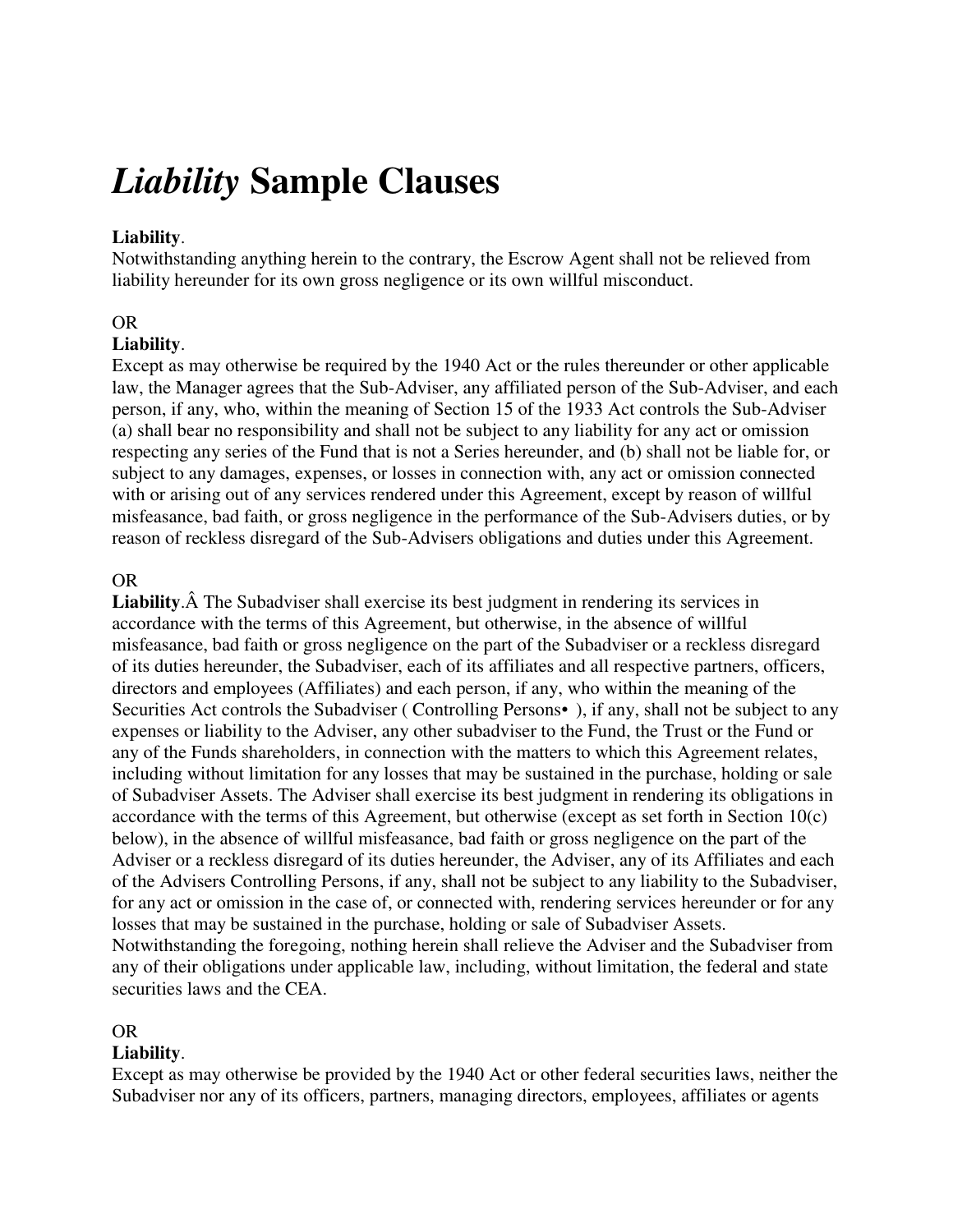# *Liability* Sample Clauses

**Liability**.
Notwithstanding anything herein to the contrary, the Escrow Agent shall not be relieved from liability hereunder for its own gross negligence or its own willful misconduct.

OR
**Liability**.
Except as may otherwise be required by the 1940 Act or the rules thereunder or other applicable law, the Manager agrees that the Sub-Adviser, any affiliated person of the Sub-Adviser, and each person, if any, who, within the meaning of Section 15 of the 1933 Act controls the Sub-Adviser (a) shall bear no responsibility and shall not be subject to any liability for any act or omission respecting any series of the Fund that is not a Series hereunder, and (b) shall not be liable for, or subject to any damages, expenses, or losses in connection with, any act or omission connected with or arising out of any services rendered under this Agreement, except by reason of willful misfeasance, bad faith, or gross negligence in the performance of the Sub-Advisers duties, or by reason of reckless disregard of the Sub-Advisers obligations and duties under this Agreement.

OR
**Liability**.Â The Subadviser shall exercise its best judgment in rendering its services in accordance with the terms of this Agreement, but otherwise, in the absence of willful misfeasance, bad faith or gross negligence on the part of the Subadviser or a reckless disregard of its duties hereunder, the Subadviser, each of its affiliates and all respective partners, officers, directors and employees (Affiliates) and each person, if any, who within the meaning of the Securities Act controls the Subadviser ( Controlling Persons• ), if any, shall not be subject to any expenses or liability to the Adviser, any other subadviser to the Fund, the Trust or the Fund or any of the Funds shareholders, in connection with the matters to which this Agreement relates, including without limitation for any losses that may be sustained in the purchase, holding or sale of Subadviser Assets. The Adviser shall exercise its best judgment in rendering its obligations in accordance with the terms of this Agreement, but otherwise (except as set forth in Section 10(c) below), in the absence of willful misfeasance, bad faith or gross negligence on the part of the Adviser or a reckless disregard of its duties hereunder, the Adviser, any of its Affiliates and each of the Advisers Controlling Persons, if any, shall not be subject to any liability to the Subadviser, for any act or omission in the case of, or connected with, rendering services hereunder or for any losses that may be sustained in the purchase, holding or sale of Subadviser Assets. Notwithstanding the foregoing, nothing herein shall relieve the Adviser and the Subadviser from any of their obligations under applicable law, including, without limitation, the federal and state securities laws and the CEA.

OR
**Liability**.
Except as may otherwise be provided by the 1940 Act or other federal securities laws, neither the Subadviser nor any of its officers, partners, managing directors, employees, affiliates or agents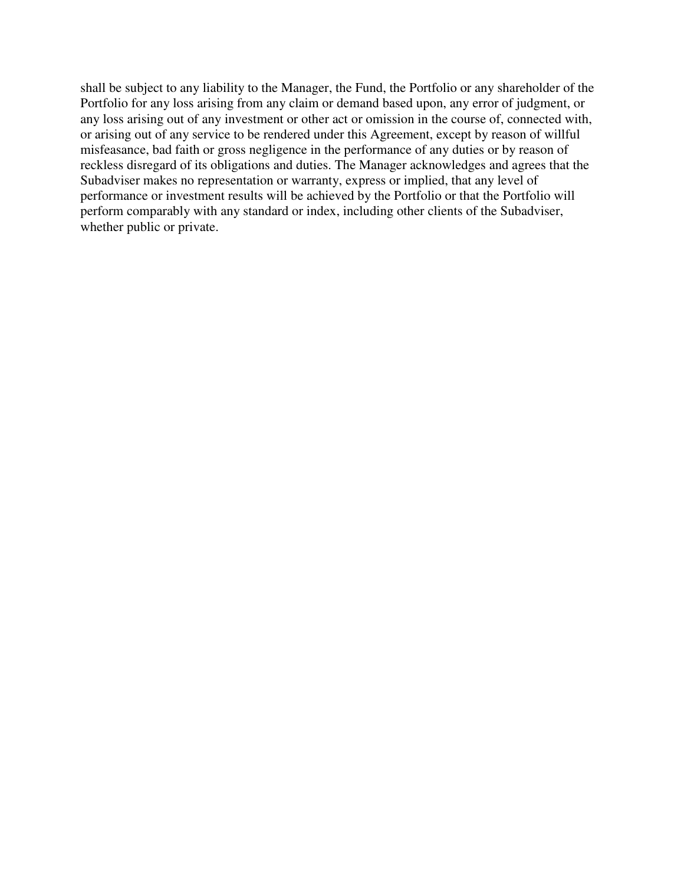shall be subject to any liability to the Manager, the Fund, the Portfolio or any shareholder of the Portfolio for any loss arising from any claim or demand based upon, any error of judgment, or any loss arising out of any investment or other act or omission in the course of, connected with, or arising out of any service to be rendered under this Agreement, except by reason of willful misfeasance, bad faith or gross negligence in the performance of any duties or by reason of reckless disregard of its obligations and duties. The Manager acknowledges and agrees that the Subadviser makes no representation or warranty, express or implied, that any level of performance or investment results will be achieved by the Portfolio or that the Portfolio will perform comparably with any standard or index, including other clients of the Subadviser, whether public or private.